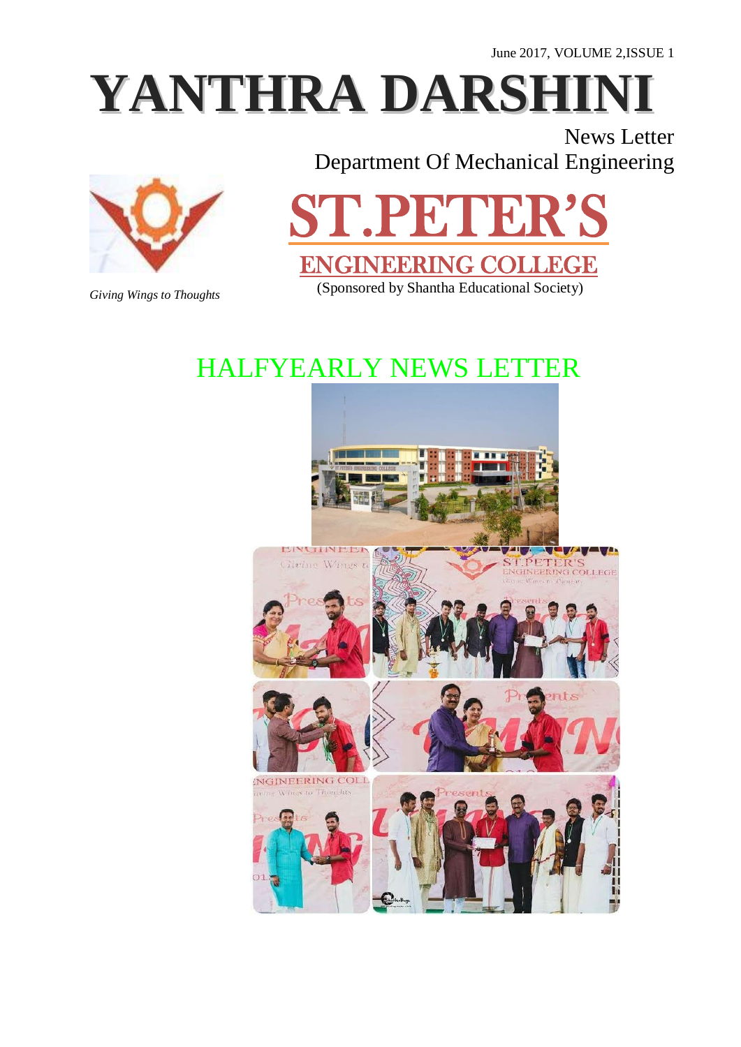June 2017, VOLUME 2,ISSUE 1

# YANTHRA DARSHINI

News Letter

Department Of Mechanical Engineering

# ST.PETER'S

## ENGINEERING COLLEGE

(Sponsored by Shantha Educational Society)

*Giving Wings to Thoughts*

## HALFYEARLY NEWS LETTER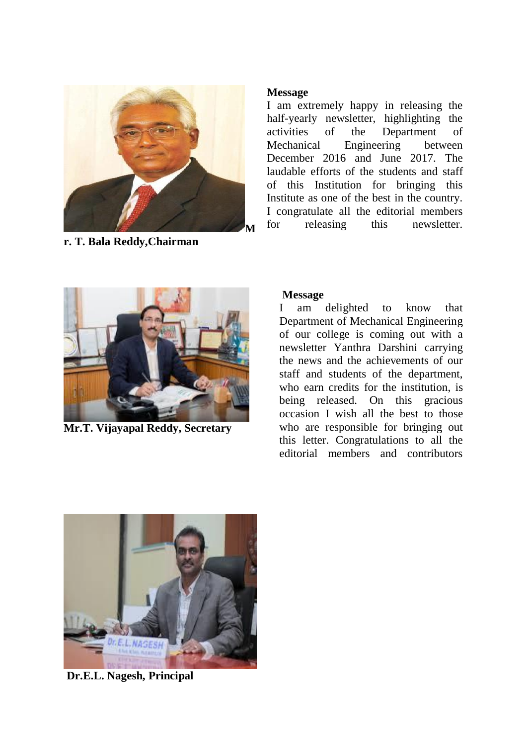**Message**

I am extremely happy in releasing the half-yearly newsletter, highlighting the activities of the Department of Mechanical Engineering between December 2016 and June 2017. The laudable efforts of the students and staff of this Institution for bringing this Institute as one of the best in the country. I congratulate all the editorial members for releasing this newsletter.

**Mr. T. Bala Reddy,Chairman**

**Message**

I am delighted to know that Department of Mechanical Engineering of our college is coming out with a newsletter Yanthra Darshini carrying the news and the achievements of our staff and students of the department, who earn credits for the institution, is being released. On this gracious occasion I wish all the best to those who are responsible for bringing out this letter. Congratulations to all the editorial members and contributors

**Mr.T. Vijayapal Reddy, Secretary**

**Dr.E.L. Nagesh, Principal**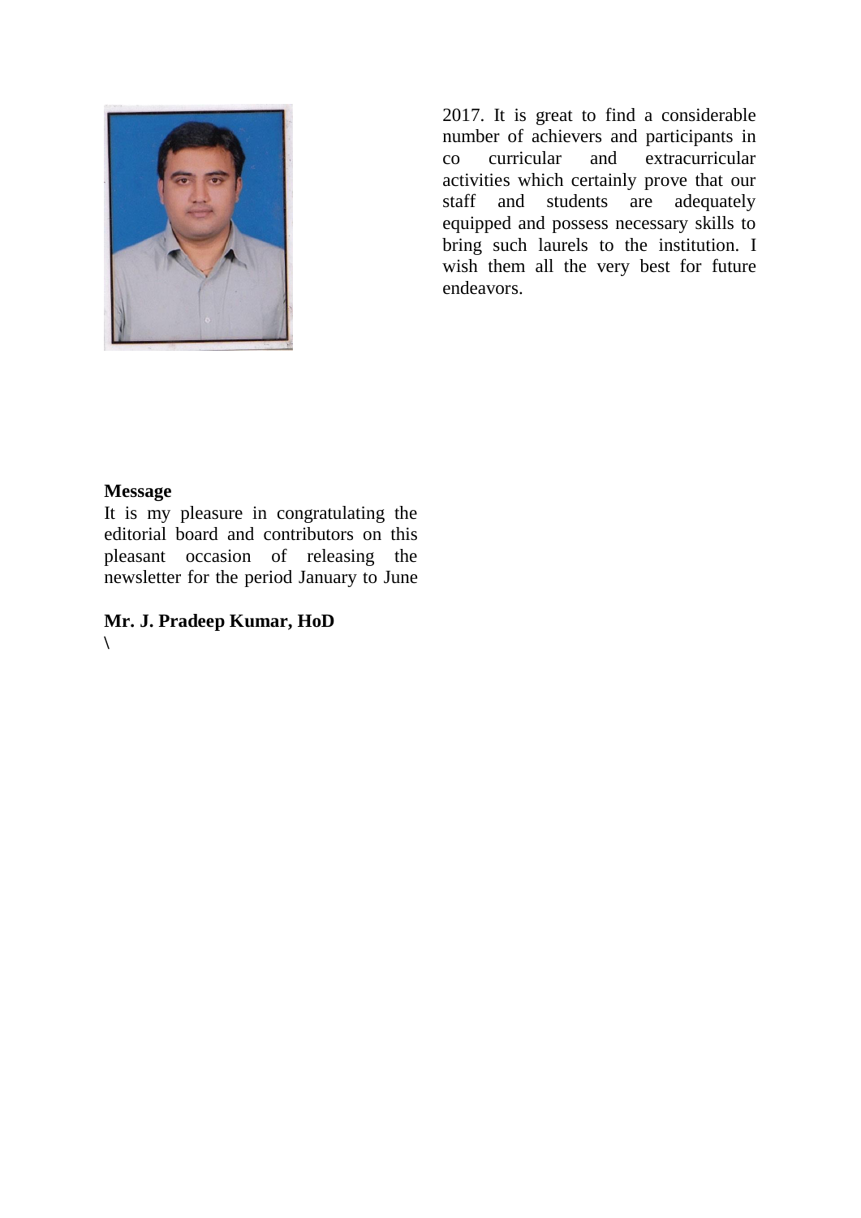**Message**

It is my pleasure in congratulating the editorial board and contributors on this pleasant occasion of releasing the newsletter for the period January to June 2017. It is great to find a considerable number of achievers and participants in co curricular and extracurricular activities which certainly prove that our staff and students are adequately equipped and possess necessary skills to bring such laurels to the institution. I wish them all the very best for future endeavors.

**Mr. J. Pradeep Kumar, HoD**

**\**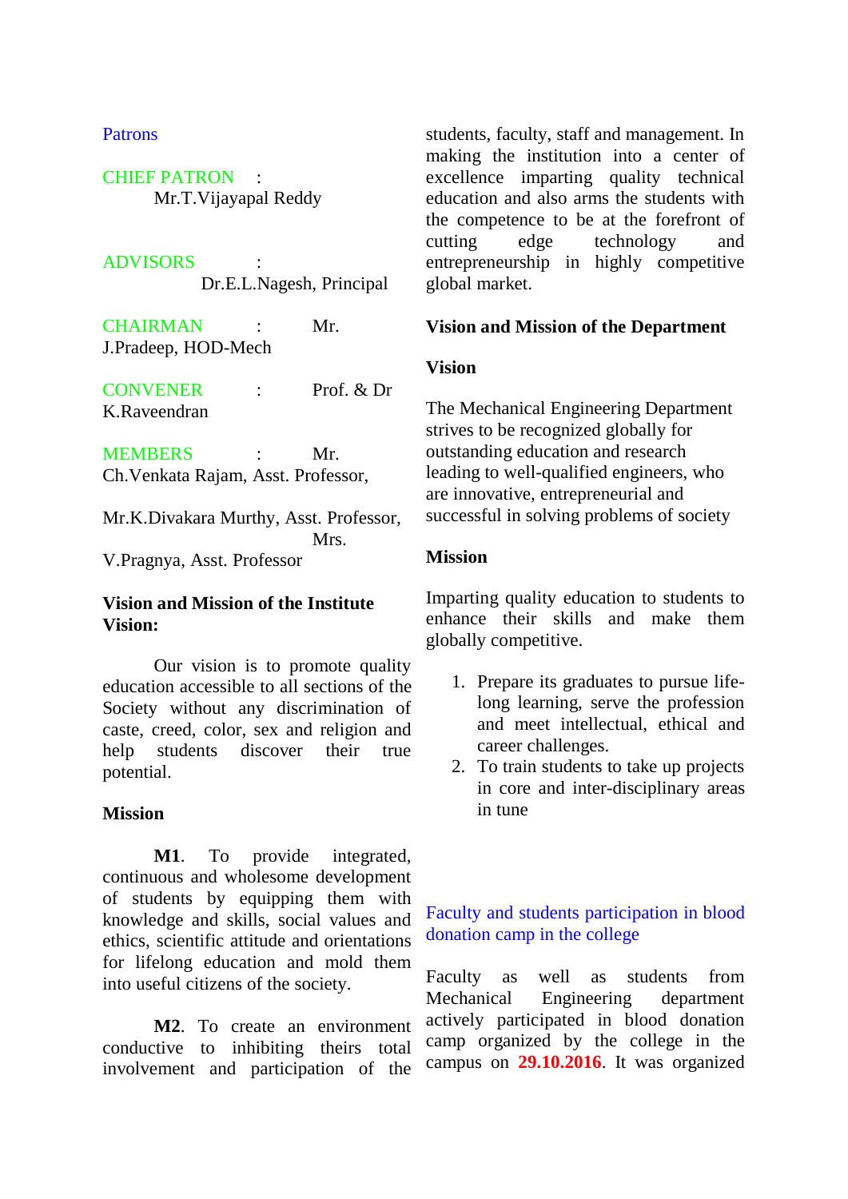## Patrons

CHIEF PATRON : Mr.T.Vijayapal Reddy

ADVISORS : Dr.E.L.Nagesh, Principal

CHAIRMAN : Mr. J.Pradeep, HOD-Mech

CONVENER : Prof. & Dr K.Raveendran

MEMBERS : Mr. Ch.Venkata Rajam, Asst. Professor,

Mr.K.Divakara Murthy, Asst. Professor, Mrs. V.Pragnya, Asst. Professor

**Vision and Mission of the Institute**
**Vision:**

Our vision is to promote quality education accessible to all sections of the Society without any discrimination of caste, creed, color, sex and religion and help students discover their true potential.

**Mission**

**M1**. To provide integrated, continuous and wholesome development of students by equipping them with knowledge and skills, social values and ethics, scientific attitude and orientations for lifelong education and mold them into useful citizens of the society.

**M2**. To create an environment conductive to inhibiting theirs total involvement and participation of the students, faculty, staff and management. In making the institution into a center of excellence imparting quality technical education and also arms the students with the competence to be at the forefront of cutting edge technology and entrepreneurship in highly competitive global market.

**Vision and Mission of the Department**

**Vision**

The Mechanical Engineering Department strives to be recognized globally for outstanding education and research leading to well-qualified engineers, who are innovative, entrepreneurial and successful in solving problems of society

**Mission**

Imparting quality education to students to enhance their skills and make them globally competitive.

1. Prepare its graduates to pursue life-long learning, serve the profession and meet intellectual, ethical and career challenges.
2. To train students to take up projects in core and inter-disciplinary areas in tune

## Faculty and students participation in blood donation camp in the college

Faculty as well as students from Mechanical Engineering department actively participated in blood donation camp organized by the college in the campus on **29.10.2016**. It was organized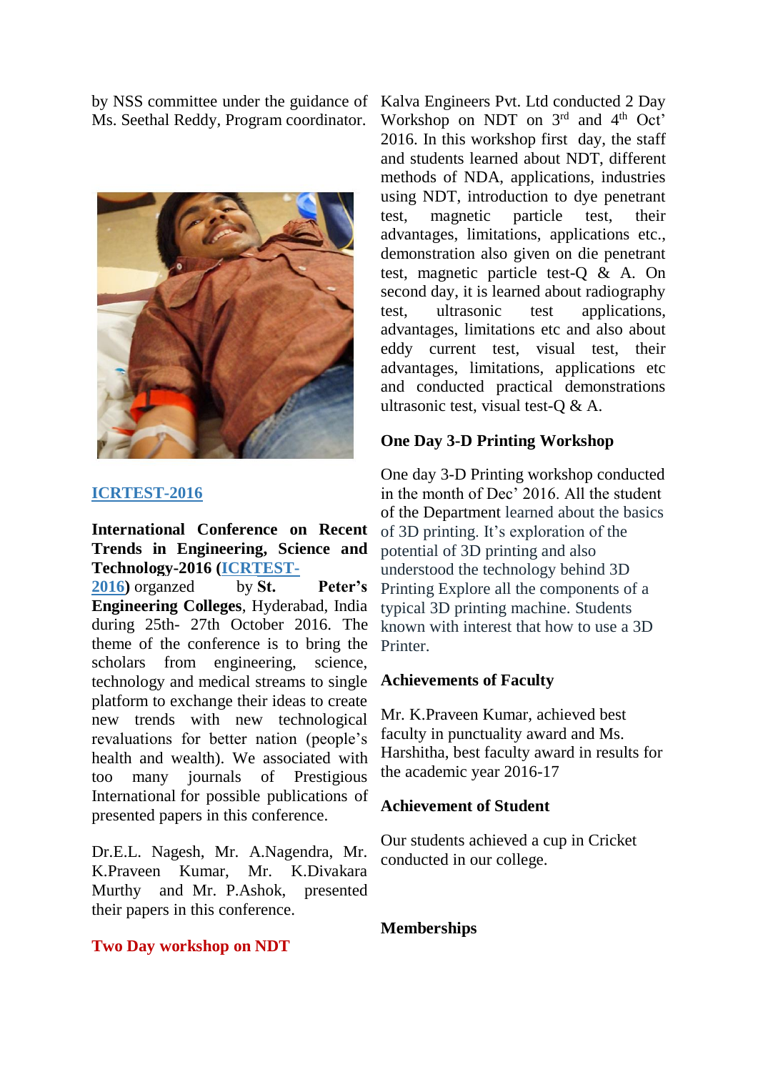by NSS committee under the guidance of Ms. Seethal Reddy, Program coordinator.

**ICRTEST-2016**

**International Conference on Recent Trends in Engineering, Science and Technology-2016 (ICRTEST-2016)** organzed by **St. Peter's Engineering Colleges**, Hyderabad, India during 25th- 27th October 2016. The theme of the conference is to bring the scholars from engineering, science, technology and medical streams to single platform to exchange their ideas to create new trends with new technological revaluations for better nation (people's health and wealth). We associated with too many journals of Prestigious International for possible publications of presented papers in this conference.

Dr.E.L. Nagesh, Mr. A.Nagendra, Mr. K.Praveen Kumar, Mr. K.Divakara Murthy and Mr. P.Ashok, presented their papers in this conference.

**Two Day workshop on NDT**

Kalva Engineers Pvt. Ltd conducted 2 Day Workshop on NDT on 3rd and 4th Oct' 2016. In this workshop first day, the staff and students learned about NDT, different methods of NDA, applications, industries using NDT, introduction to dye penetrant test, magnetic particle test, their advantages, limitations, applications etc., demonstration also given on die penetrant test, magnetic particle test-Q & A. On second day, it is learned about radiography test, ultrasonic test applications, advantages, limitations etc and also about eddy current test, visual test, their advantages, limitations, applications etc and conducted practical demonstrations ultrasonic test, visual test-Q & A.

**One Day 3-D Printing Workshop**

One day 3-D Printing workshop conducted in the month of Dec' 2016. All the student of the Department learned about the basics of 3D printing. It's exploration of the potential of 3D printing and also understood the technology behind 3D Printing Explore all the components of a typical 3D printing machine. Students known with interest that how to use a 3D Printer.

**Achievements of Faculty**

Mr. K.Praveen Kumar, achieved best faculty in punctuality award and Ms. Harshitha, best faculty award in results for the academic year 2016-17

**Achievement of Student**

Our students achieved a cup in Cricket conducted in our college.

**Memberships**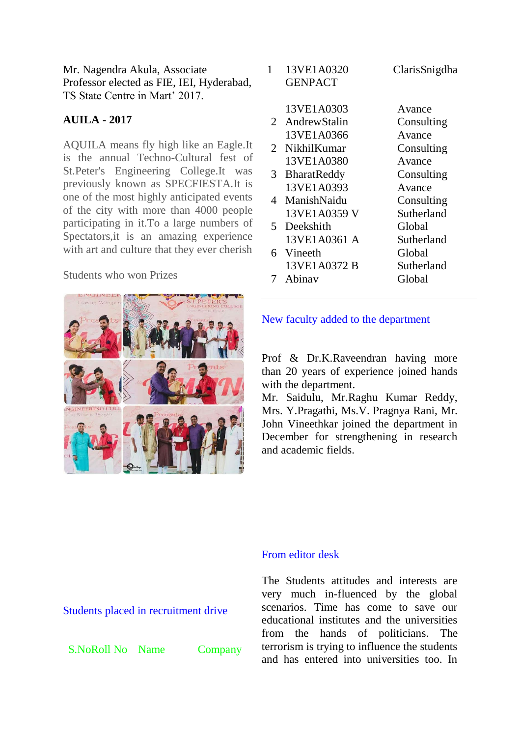Mr. Nagendra Akula, Associate Professor elected as FIE, IEI, Hyderabad, TS State Centre in Mart' 2017.

**AUILA - 2017**

AQUILA means fly high like an Eagle.It is the annual Techno-Cultural fest of St.Peter's Engineering College.It was previously known as SPECFIESTA.It is one of the most highly anticipated events of the city with more than 4000 people participating in it.To a large numbers of Spectators,it is an amazing experience with art and culture that they ever cherish

Students who won Prizes

Students placed in recruitment drive

| S.No | Roll No | Name | Company |
|---|---|---|---|
| 1 | 13VE1A0320 | ClarisSnigdha | GENPACT |
| 2 | 13VE1A0303 | AndrewStalin | Avance Consulting |
| 2 | 13VE1A0366 | NikhilKumar | Avance Consulting |
| 3 | 13VE1A0380 | BharatReddy | Avance Consulting |
| 4 | 13VE1A0393 | ManishNaidu | Avance Consulting |
| 5 | 13VE1A0359 | V Deekshith | Sutherland Global |
| 6 | 13VE1A0361 | A Vineeth | Sutherland Global |
| 7 | 13VE1A0372 | B Abinav | Sutherland Global |

## New faculty added to the department

Prof & Dr.K.Raveendran having more than 20 years of experience joined hands with the department.
Mr. Saidulu, Mr.Raghu Kumar Reddy, Mrs. Y.Pragathi, Ms.V. Pragnya Rani, Mr. John Vineethkar joined the department in December for strengthening in research and academic fields.

## From editor desk

The Students attitudes and interests are very much in-fluenced by the global scenarios. Time has come to save our educational institutes and the universities from the hands of politicians. The terrorism is trying to influence the students and has entered into universities too. In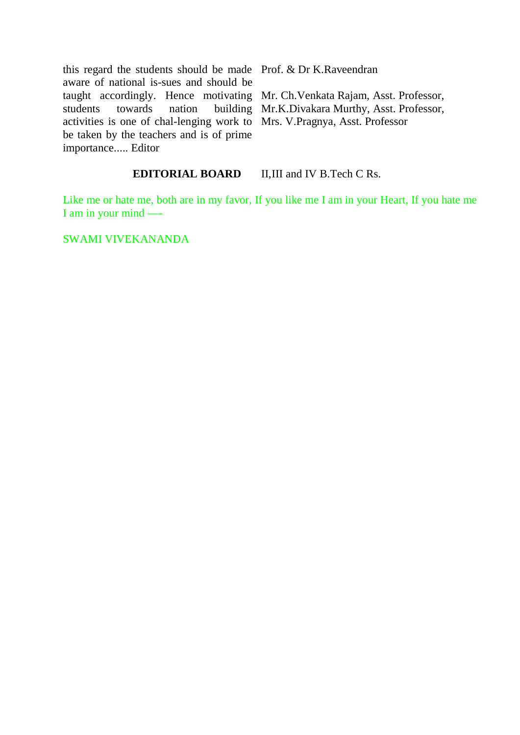this regard the students should be made aware of national is-sues and should be taught accordingly. Hence motivating students towards nation building activities is one of chal-lenging work to be taken by the teachers and is of prime importance..... Editor

Prof. & Dr K.Raveendran

Mr. Ch.Venkata Rajam, Asst. Professor,
Mr.K.Divakara Murthy, Asst. Professor,
Mrs. V.Pragnya, Asst. Professor

**EDITORIAL BOARD** II,III and IV B.Tech C Rs.

Like me or hate me, both are in my favor, If you like me I am in your Heart, If you hate me I am in your mind —-

SWAMI VIVEKANANDA